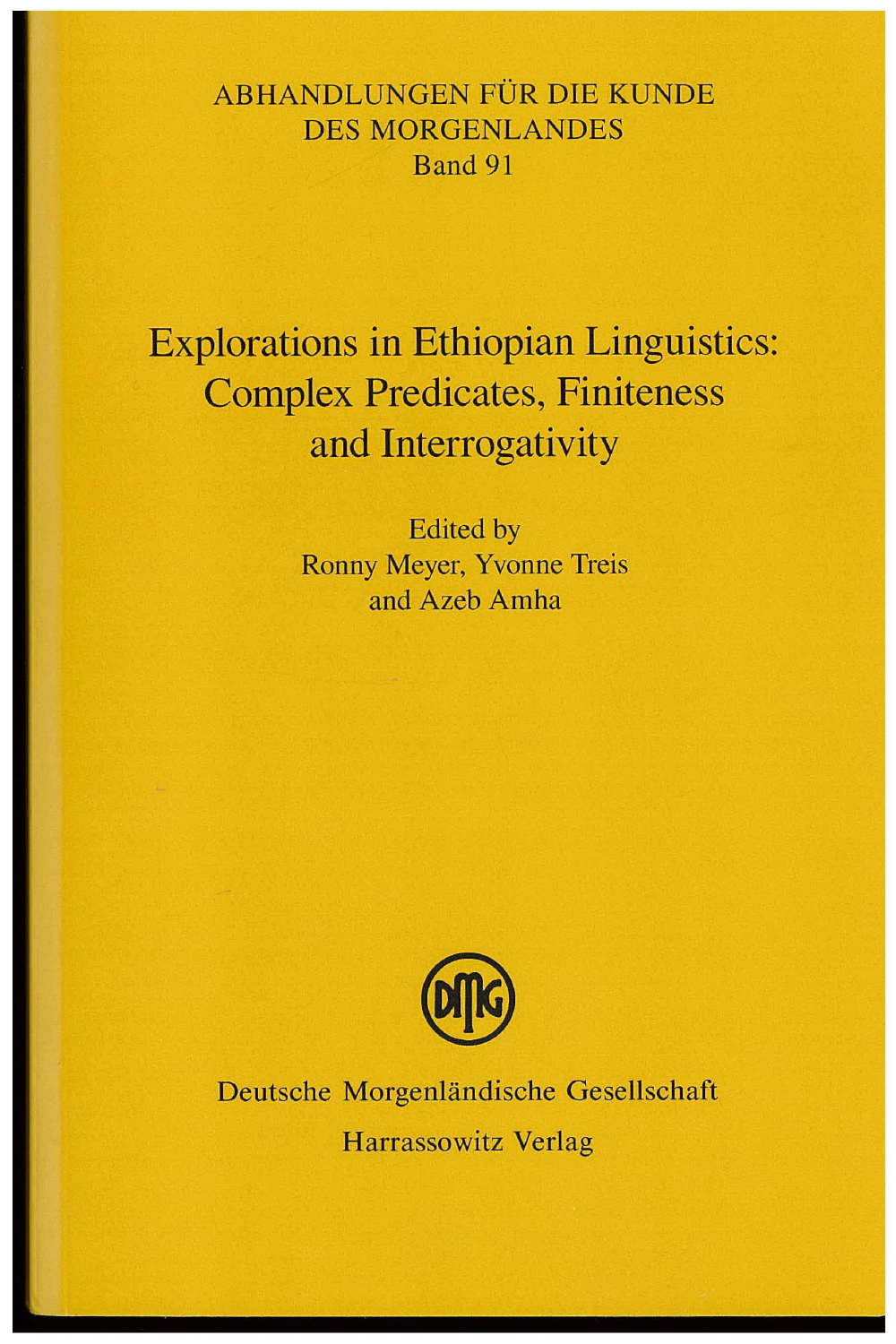ABHANDLUNGEN FÜR DIE KUNDE DES MORGENLANDES

Band 91

# Explorations in Ethiopian Linguistics: Complex Predicates, Finiteness and Interrogativity

Edited by

Ronny Meyer, Yvonne Treis and Azeb Amha

DMG

Deutsche Morgenländische Gesellschaft

Harrassowitz Verlag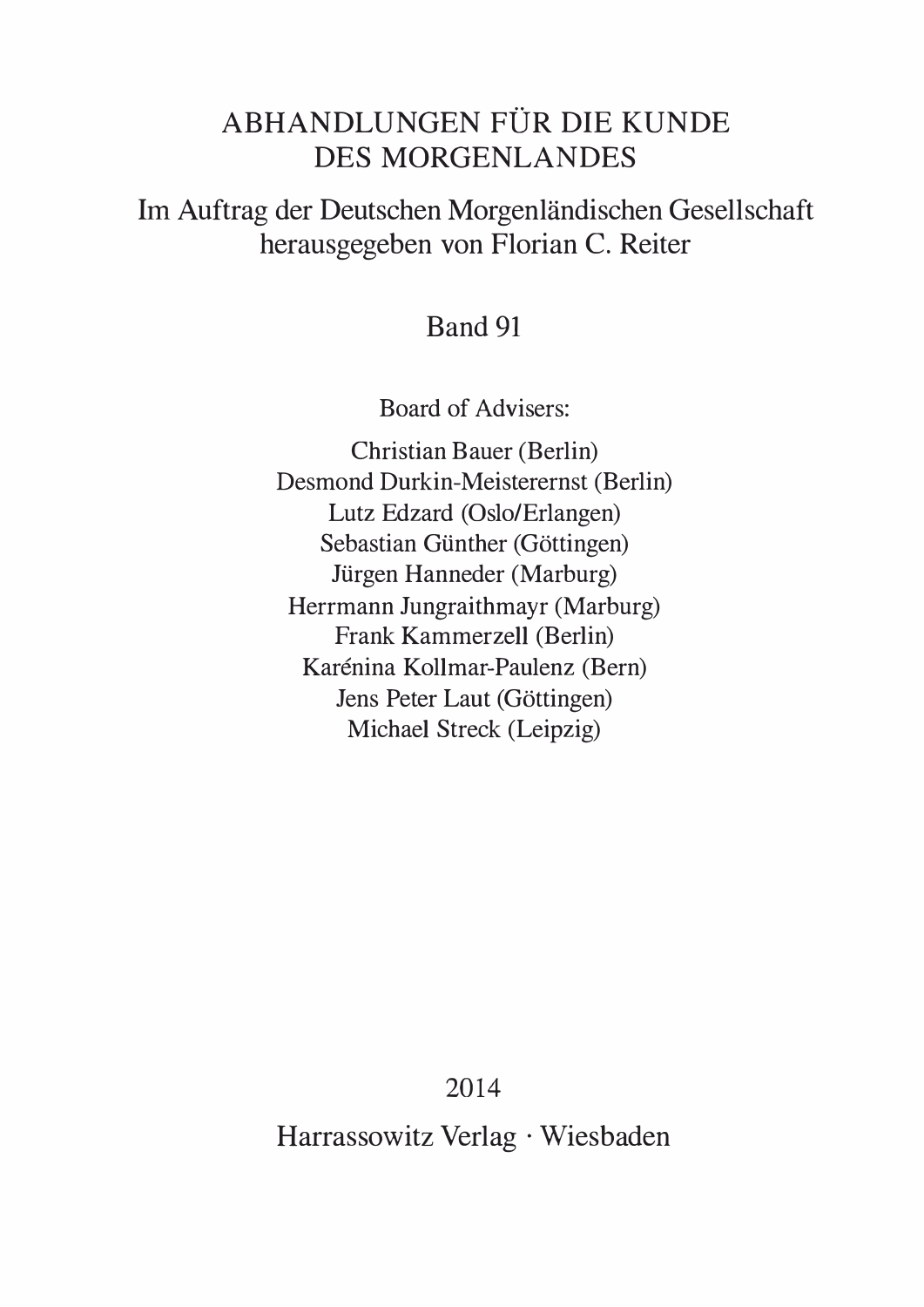# ABHANDLUNGEN FÜR DIE KUNDE DES MORGENLANDES

Im Auftrag der Deutschen Morgenländischen Gesellschaft
herausgegeben von Florian C. Reiter

Band 91

Board of Advisers:

Christian Bauer (Berlin)
Desmond Durkin-Meisterernst (Berlin)
Lutz Edzard (Oslo/Erlangen)
Sebastian Günther (Göttingen)
Jürgen Hanneder (Marburg)
Herrmann Jungraithmayr (Marburg)
Frank Kammerzell (Berlin)
Karénina Kollmar-Paulenz (Bern)
Jens Peter Laut (Göttingen)
Michael Streck (Leipzig)

2014
Harrassowitz Verlag · Wiesbaden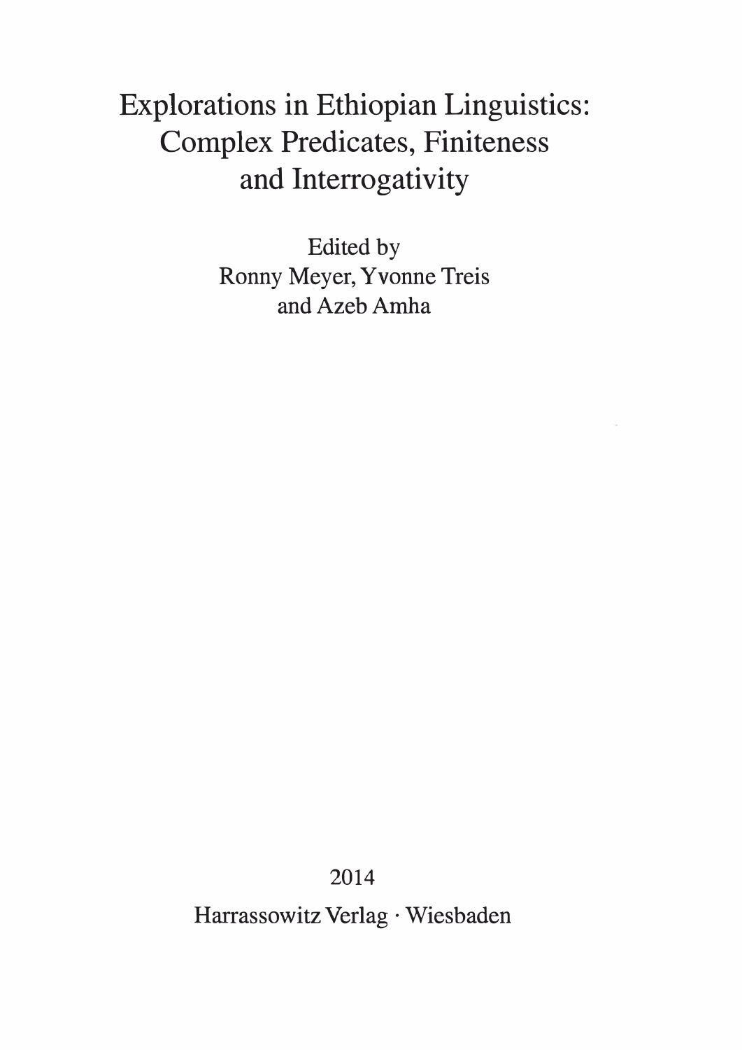# Explorations in Ethiopian Linguistics: Complex Predicates, Finiteness and Interrogativity

Edited by
Ronny Meyer, Yvonne Treis
and Azeb Amha

2014

Harrassowitz Verlag · Wiesbaden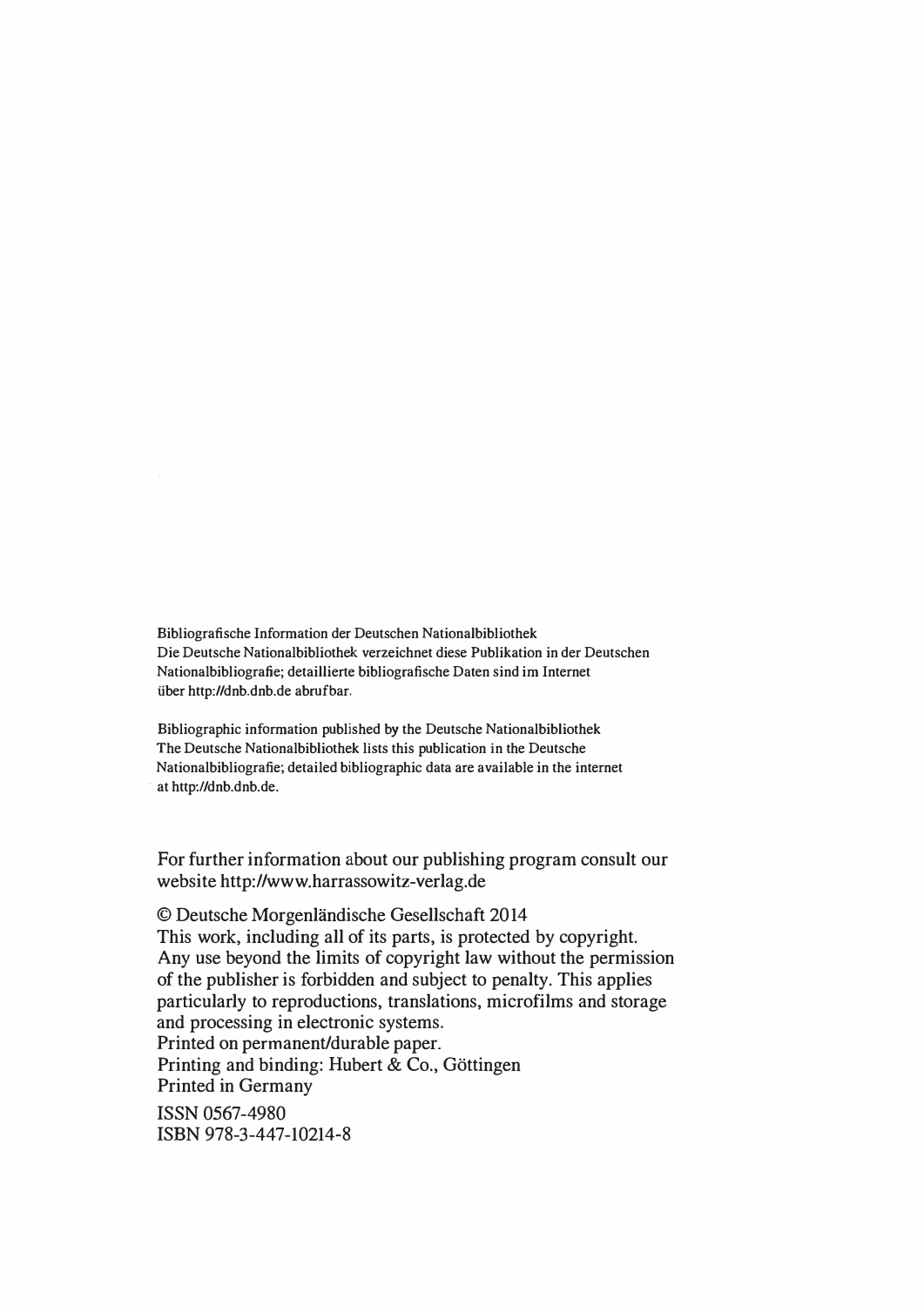Bibliografische Information der Deutschen Nationalbibliothek
Die Deutsche Nationalbibliothek verzeichnet diese Publikation in der Deutschen Nationalbibliografie; detaillierte bibliografische Daten sind im Internet über http://dnb.dnb.de abrufbar.

Bibliographic information published by the Deutsche Nationalbibliothek
The Deutsche Nationalbibliothek lists this publication in the Deutsche Nationalbibliografie; detailed bibliographic data are available in the internet at http://dnb.dnb.de.

For further information about our publishing program consult our website http://www.harrassowitz-verlag.de

© Deutsche Morgenländische Gesellschaft 2014
This work, including all of its parts, is protected by copyright. Any use beyond the limits of copyright law without the permission of the publisher is forbidden and subject to penalty. This applies particularly to reproductions, translations, microfilms and storage and processing in electronic systems.
Printed on permanent/durable paper.
Printing and binding: Hubert & Co., Göttingen
Printed in Germany

ISSN 0567-4980
ISBN 978-3-447-10214-8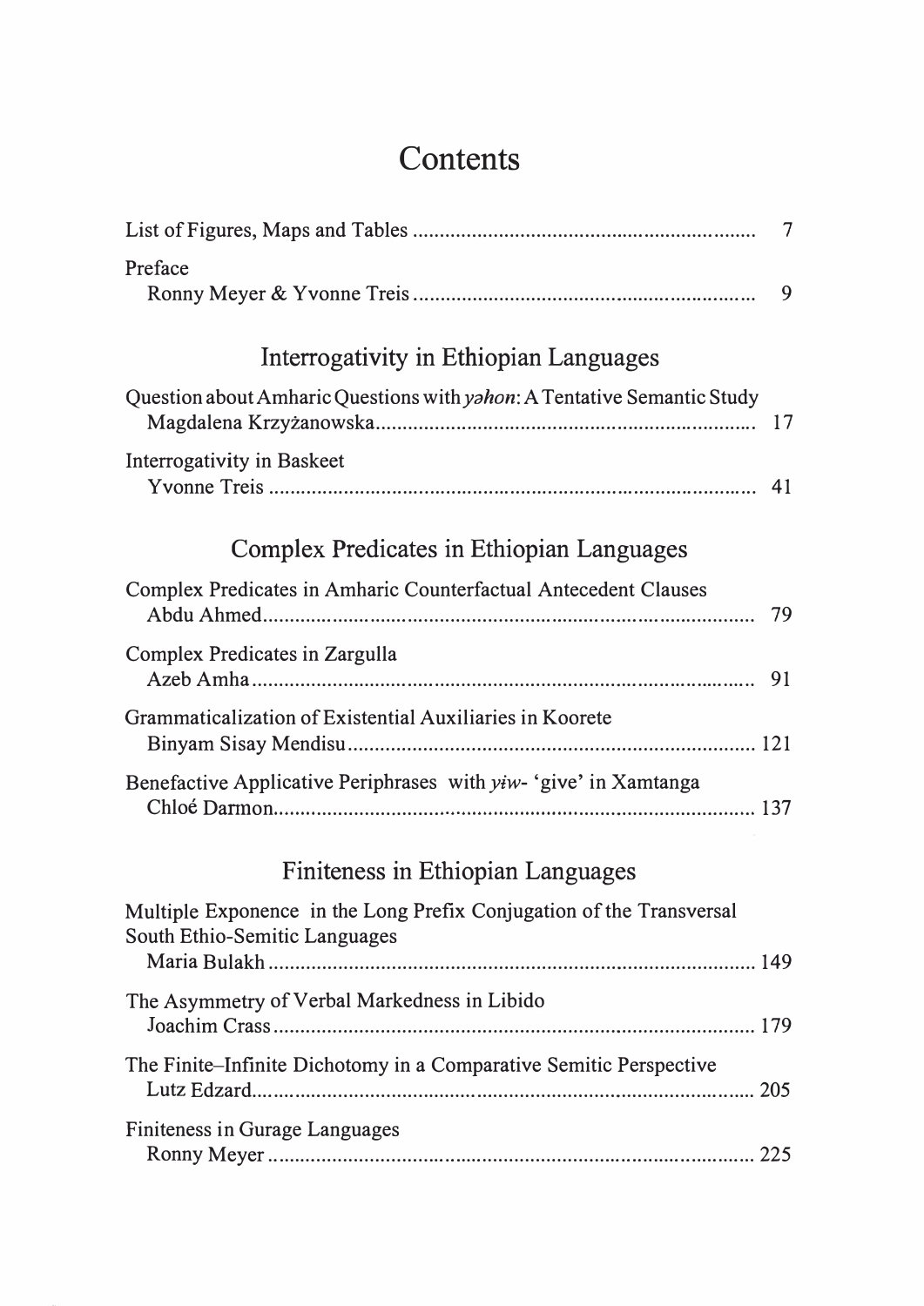# Contents

List of Figures, Maps and Tables ... 7

Preface
Ronny Meyer & Yvonne Treis ... 9

## Interrogativity in Ethiopian Languages

Question about Amharic Questions with *yəhon*: A Tentative Semantic Study
Magdalena Krzyżanowska ... 17

Interrogativity in Baskeet
Yvonne Treis ... 41

## Complex Predicates in Ethiopian Languages

Complex Predicates in Amharic Counterfactual Antecedent Clauses
Abdu Ahmed ... 79

Complex Predicates in Zargulla
Azeb Amha ... 91

Grammaticalization of Existential Auxiliaries in Koorete
Binyam Sisay Mendisu ... 121

Benefactive Applicative Periphrases with *yɨw-* 'give' in Xamtanga
Chloé Darmon ... 137

## Finiteness in Ethiopian Languages

Multiple Exponence in the Long Prefix Conjugation of the Transversal South Ethio-Semitic Languages
Maria Bulakh ... 149

The Asymmetry of Verbal Markedness in Libido
Joachim Crass ... 179

The Finite–Infinite Dichotomy in a Comparative Semitic Perspective
Lutz Edzard ... 205

Finiteness in Gurage Languages
Ronny Meyer ... 225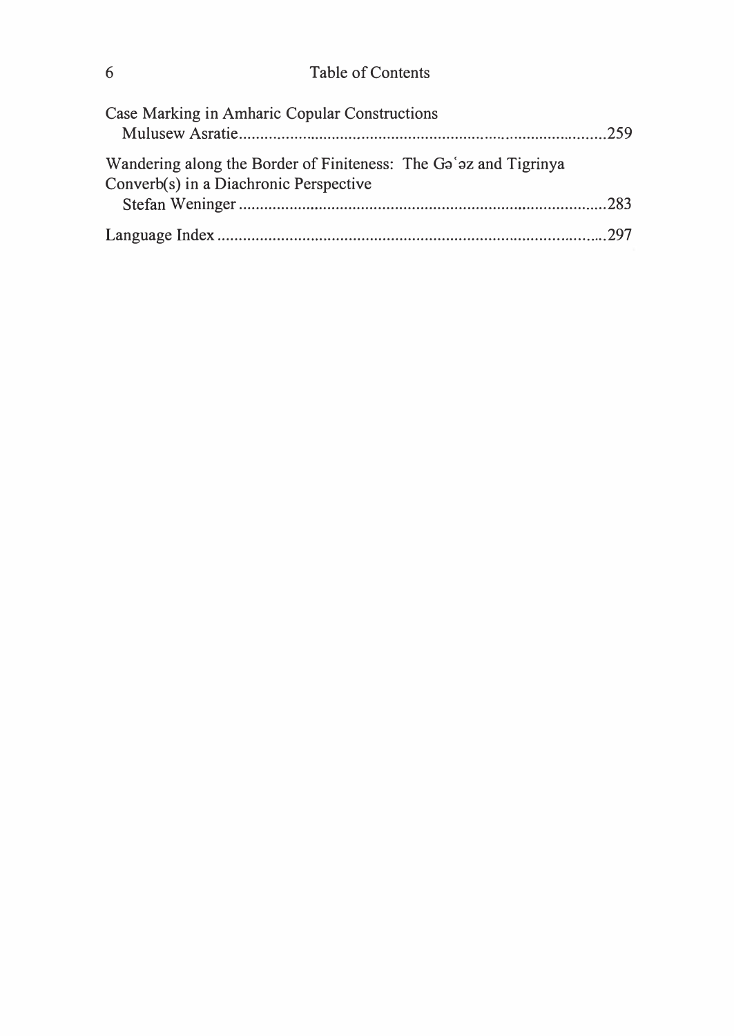Case Marking in Amharic Copular Constructions
Mulusew Asratie .......................................................................................259

Wandering along the Border of Finiteness: The Gəʿəz and Tigrinya Converb(s) in a Diachronic Perspective
Stefan Weninger .......................................................................................283

Language Index .......................................................................................297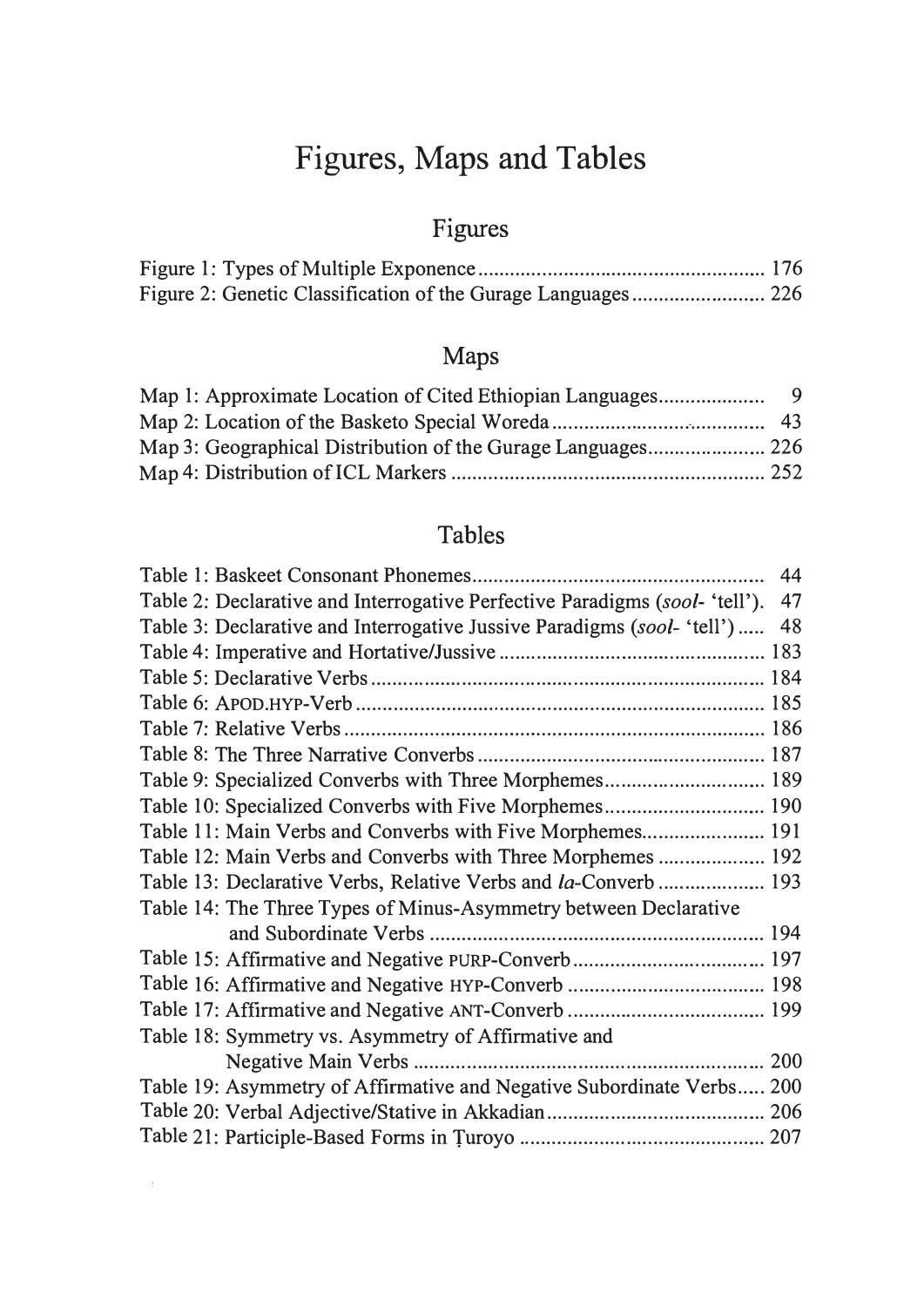# Figures, Maps and Tables

## Figures

Figure 1: Types of Multiple Exponence ..................................................... 176
Figure 2: Genetic Classification of the Gurage Languages ......................... 226

## Maps

Map 1: Approximate Location of Cited Ethiopian Languages ................... 9
Map 2: Location of the Basketo Special Woreda ....................................... 43
Map 3: Geographical Distribution of the Gurage Languages ..................... 226
Map 4: Distribution of ICL Markers .......................................................... 252

## Tables

Table 1: Baskeet Consonant Phonemes ...................................................... 44
Table 2: Declarative and Interrogative Perfective Paradigms (*sool-* 'tell'). 47
Table 3: Declarative and Interrogative Jussive Paradigms (*sool-* 'tell') ..... 48
Table 4: Imperative and Hortative/Jussive ................................................. 183
Table 5: Declarative Verbs ......................................................................... 184
Table 6: APOD.HYP-Verb ........................................................................... 185
Table 7: Relative Verbs .............................................................................. 186
Table 8: The Three Narrative Converbs ..................................................... 187
Table 9: Specialized Converbs with Three Morphemes ............................. 189
Table 10: Specialized Converbs with Five Morphemes .............................. 190
Table 11: Main Verbs and Converbs with Five Morphemes ....................... 191
Table 12: Main Verbs and Converbs with Three Morphemes .................... 192
Table 13: Declarative Verbs, Relative Verbs and *la*-Converb .................... 193
Table 14: The Three Types of Minus-Asymmetry between Declarative and Subordinate Verbs .............................................................. 194
Table 15: Affirmative and Negative PURP-Converb .................................... 197
Table 16: Affirmative and Negative HYP-Converb ..................................... 198
Table 17: Affirmative and Negative ANT-Converb ..................................... 199
Table 18: Symmetry vs. Asymmetry of Affirmative and Negative Main Verbs ................................................................ 200
Table 19: Asymmetry of Affirmative and Negative Subordinate Verbs ..... 200
Table 20: Verbal Adjective/Stative in Akkadian ......................................... 206
Table 21: Participle-Based Forms in Ṭuroyo ............................................. 207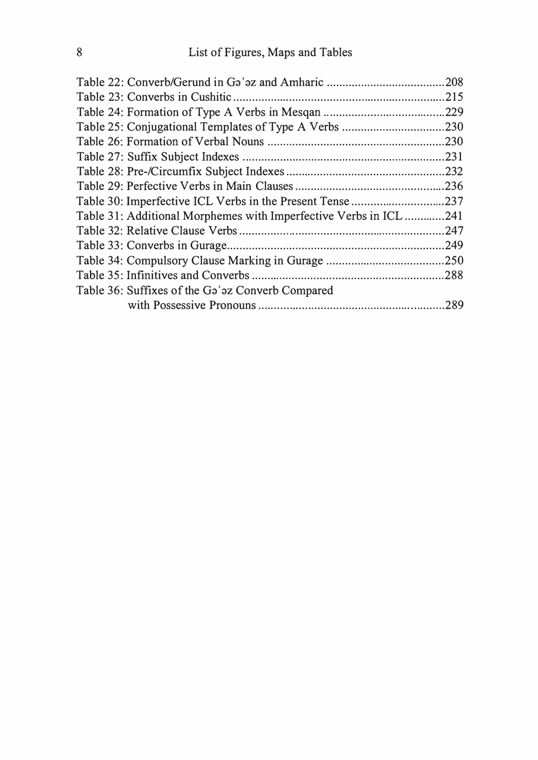Table 22: Converb/Gerund in Gəʿəz and Amharic ......................................208
Table 23: Converbs in Cushitic .......................................................................215
Table 24: Formation of Type A Verbs in Mesqan ........................................229
Table 25: Conjugational Templates of Type A Verbs ..................................230
Table 26: Formation of Verbal Nouns ..........................................................230
Table 27: Suffix Subject Indexes ..................................................................231
Table 28: Pre-/Circumfix Subject Indexes .....................................................232
Table 29: Perfective Verbs in Main Clauses ..................................................236
Table 30: Imperfective ICL Verbs in the Present Tense ................................237
Table 31: Additional Morphemes with Imperfective Verbs in ICL .............241
Table 32: Relative Clause Verbs ....................................................................247
Table 33: Converbs in Gurage........................................................................249
Table 34: Compulsory Clause Marking in Gurage ........................................250
Table 35: Infinitives and Converbs ................................................................288
Table 36: Suffixes of the Gəʿəz Converb Compared
with Possessive Pronouns ..............................................................289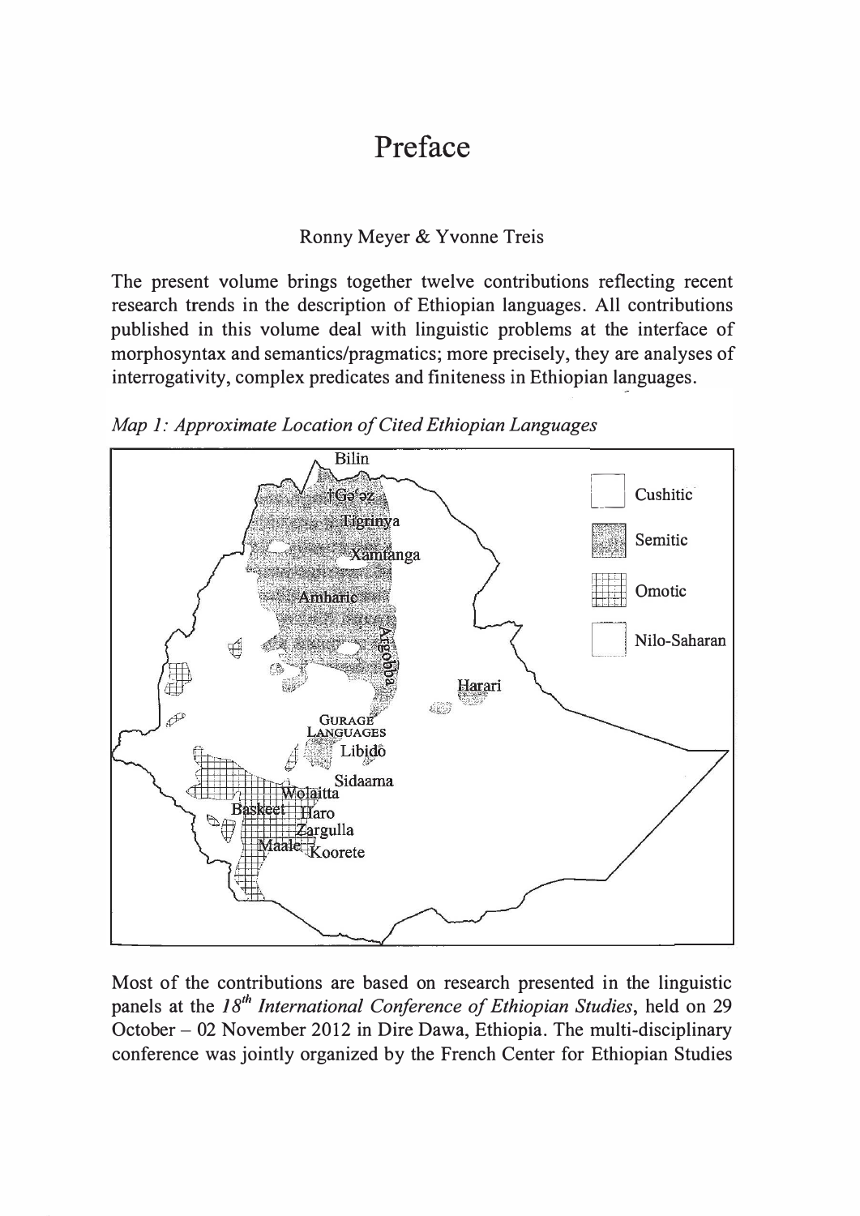# Preface

Ronny Meyer & Yvonne Treis

The present volume brings together twelve contributions reflecting recent research trends in the description of Ethiopian languages. All contributions published in this volume deal with linguistic problems at the interface of morphosyntax and semantics/pragmatics; more precisely, they are analyses of interrogativity, complex predicates and finiteness in Ethiopian languages.

*Map 1: Approximate Location of Cited Ethiopian Languages*

Most of the contributions are based on research presented in the linguistic panels at the *18th International Conference of Ethiopian Studies*, held on 29 October – 02 November 2012 in Dire Dawa, Ethiopia. The multi-disciplinary conference was jointly organized by the French Center for Ethiopian Studies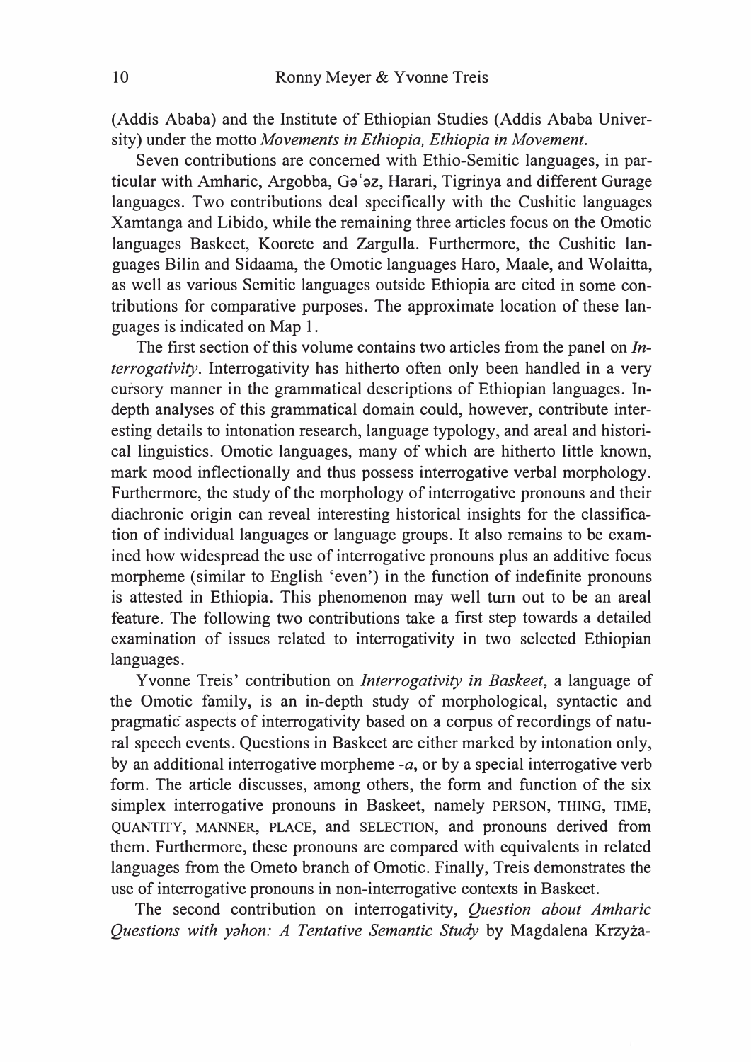(Addis Ababa) and the Institute of Ethiopian Studies (Addis Ababa University) under the motto *Movements in Ethiopia, Ethiopia in Movement*.

Seven contributions are concerned with Ethio-Semitic languages, in particular with Amharic, Argobba, Gəʿəz, Harari, Tigrinya and different Gurage languages. Two contributions deal specifically with the Cushitic languages Xamtanga and Libido, while the remaining three articles focus on the Omotic languages Baskeet, Koorete and Zargulla. Furthermore, the Cushitic languages Bilin and Sidaama, the Omotic languages Haro, Maale, and Wolaitta, as well as various Semitic languages outside Ethiopia are cited in some contributions for comparative purposes. The approximate location of these languages is indicated on Map 1.

The first section of this volume contains two articles from the panel on *Interrogativity*. Interrogativity has hitherto often only been handled in a very cursory manner in the grammatical descriptions of Ethiopian languages. In-depth analyses of this grammatical domain could, however, contribute interesting details to intonation research, language typology, and areal and historical linguistics. Omotic languages, many of which are hitherto little known, mark mood inflectionally and thus possess interrogative verbal morphology. Furthermore, the study of the morphology of interrogative pronouns and their diachronic origin can reveal interesting historical insights for the classification of individual languages or language groups. It also remains to be examined how widespread the use of interrogative pronouns plus an additive focus morpheme (similar to English 'even') in the function of indefinite pronouns is attested in Ethiopia. This phenomenon may well turn out to be an areal feature. The following two contributions take a first step towards a detailed examination of issues related to interrogativity in two selected Ethiopian languages.

Yvonne Treis' contribution on *Interrogativity in Baskeet*, a language of the Omotic family, is an in-depth study of morphological, syntactic and pragmatic aspects of interrogativity based on a corpus of recordings of natural speech events. Questions in Baskeet are either marked by intonation only, by an additional interrogative morpheme *-a*, or by a special interrogative verb form. The article discusses, among others, the form and function of the six simplex interrogative pronouns in Baskeet, namely PERSON, THING, TIME, QUANTITY, MANNER, PLACE, and SELECTION, and pronouns derived from them. Furthermore, these pronouns are compared with equivalents in related languages from the Ometo branch of Omotic. Finally, Treis demonstrates the use of interrogative pronouns in non-interrogative contexts in Baskeet.

The second contribution on interrogativity, *Question about Amharic Questions with yəhon: A Tentative Semantic Study* by Magdalena Krzyża-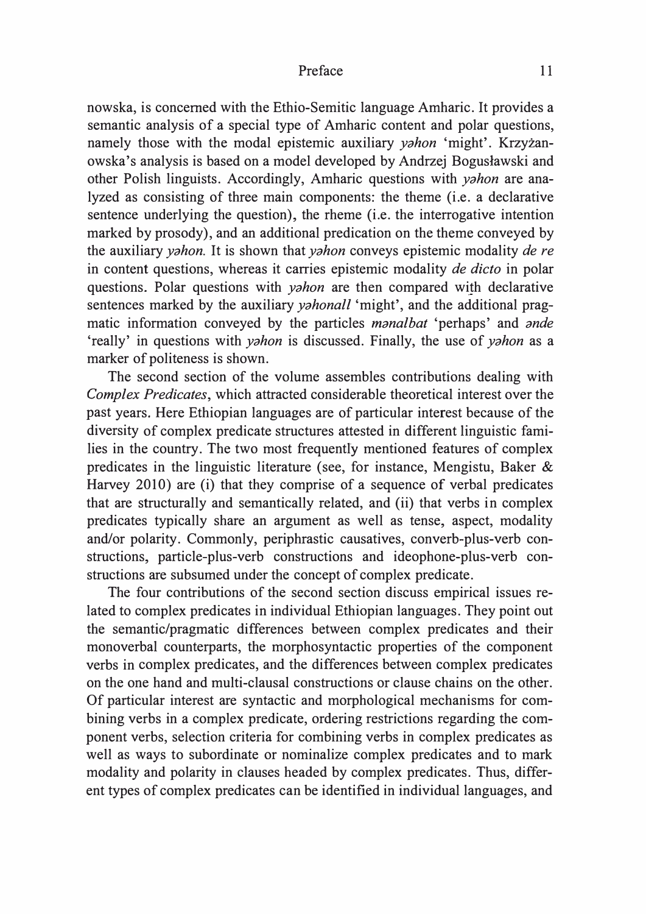nowska, is concerned with the Ethio-Semitic language Amharic. It provides a semantic analysis of a special type of Amharic content and polar questions, namely those with the modal epistemic auxiliary *yəhon* 'might'. Krzyżanowska's analysis is based on a model developed by Andrzej Bogusławski and other Polish linguists. Accordingly, Amharic questions with *yəhon* are analyzed as consisting of three main components: the theme (i.e. a declarative sentence underlying the question), the rheme (i.e. the interrogative intention marked by prosody), and an additional predication on the theme conveyed by the auxiliary *yəhon*. It is shown that *yəhon* conveys epistemic modality *de re* in content questions, whereas it carries epistemic modality *de dicto* in polar questions. Polar questions with *yəhon* are then compared wi̱th declarative sentences marked by the auxiliary *yəhonall* 'might', and the additional pragmatic information conveyed by the particles *mənalbat* 'perhaps' and *ənde* 'really' in questions with *yəhon* is discussed. Finally, the use of *yəhon* as a marker of politeness is shown.

The second section of the volume assembles contributions dealing with *Complex Predicates*, which attracted considerable theoretical interest over the past years. Here Ethiopian languages are of particular interest because of the diversity of complex predicate structures attested in different linguistic families in the country. The two most frequently mentioned features of complex predicates in the linguistic literature (see, for instance, Mengistu, Baker & Harvey 2010) are (i) that they comprise of a sequence of verbal predicates that are structurally and semantically related, and (ii) that verbs in complex predicates typically share an argument as well as tense, aspect, modality and/or polarity. Commonly, periphrastic causatives, converb-plus-verb constructions, particle-plus-verb constructions and ideophone-plus-verb constructions are subsumed under the concept of complex predicate.

The four contributions of the second section discuss empirical issues related to complex predicates in individual Ethiopian languages. They point out the semantic/pragmatic differences between complex predicates and their monoverbal counterparts, the morphosyntactic properties of the component verbs in complex predicates, and the differences between complex predicates on the one hand and multi-clausal constructions or clause chains on the other. Of particular interest are syntactic and morphological mechanisms for combining verbs in a complex predicate, ordering restrictions regarding the component verbs, selection criteria for combining verbs in complex predicates as well as ways to subordinate or nominalize complex predicates and to mark modality and polarity in clauses headed by complex predicates. Thus, different types of complex predicates can be identified in individual languages, and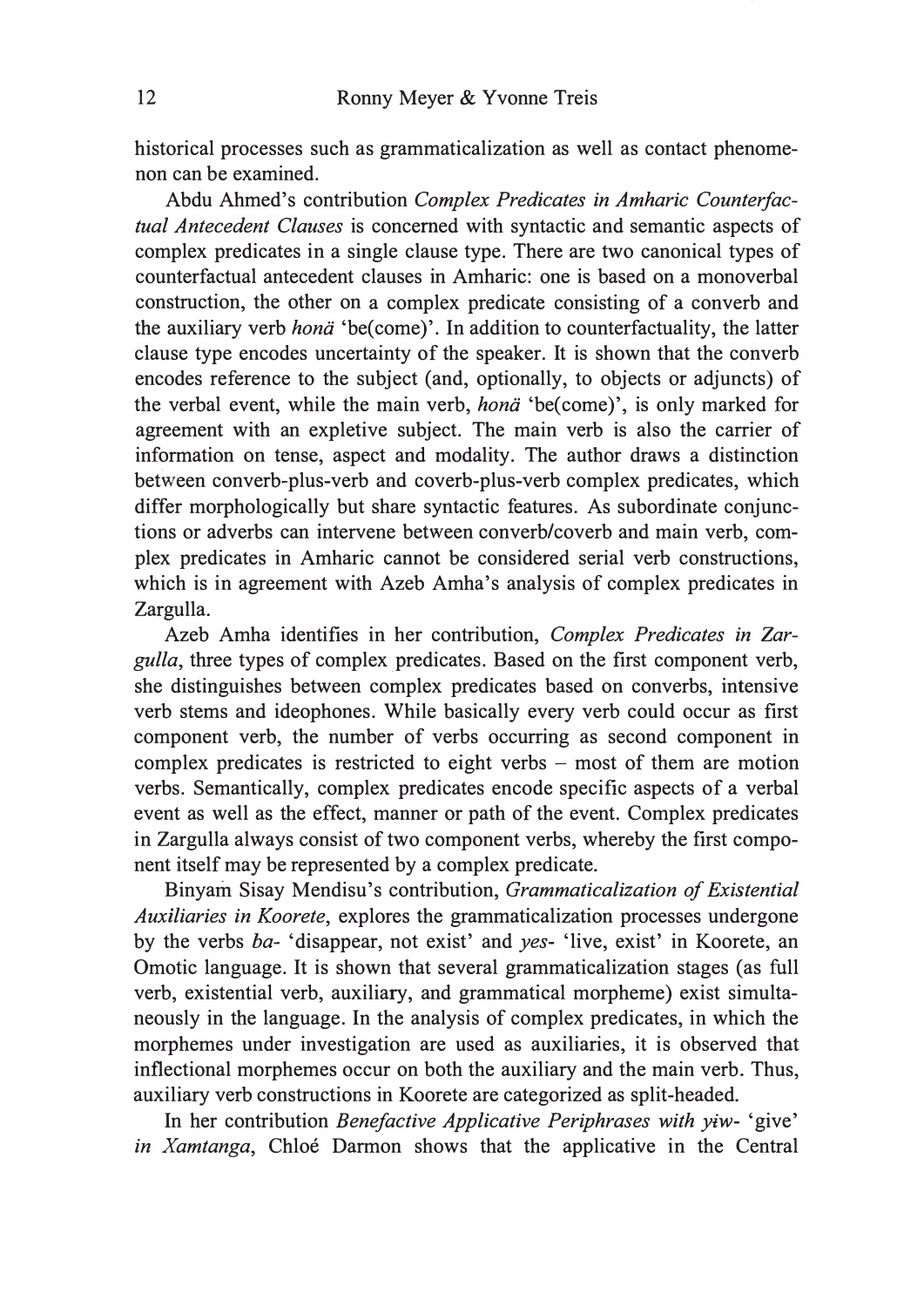historical processes such as grammaticalization as well as contact phenomenon can be examined.

Abdu Ahmed's contribution *Complex Predicates in Amharic Counterfactual Antecedent Clauses* is concerned with syntactic and semantic aspects of complex predicates in a single clause type. There are two canonical types of counterfactual antecedent clauses in Amharic: one is based on a monoverbal construction, the other on a complex predicate consisting of a converb and the auxiliary verb *honä* 'be(come)'. In addition to counterfactuality, the latter clause type encodes uncertainty of the speaker. It is shown that the converb encodes reference to the subject (and, optionally, to objects or adjuncts) of the verbal event, while the main verb, *honä* 'be(come)', is only marked for agreement with an expletive subject. The main verb is also the carrier of information on tense, aspect and modality. The author draws a distinction between converb-plus-verb and coverb-plus-verb complex predicates, which differ morphologically but share syntactic features. As subordinate conjunctions or adverbs can intervene between converb/coverb and main verb, complex predicates in Amharic cannot be considered serial verb constructions, which is in agreement with Azeb Amha's analysis of complex predicates in Zargulla.

Azeb Amha identifies in her contribution, *Complex Predicates in Zargulla*, three types of complex predicates. Based on the first component verb, she distinguishes between complex predicates based on converbs, intensive verb stems and ideophones. While basically every verb could occur as first component verb, the number of verbs occurring as second component in complex predicates is restricted to eight verbs – most of them are motion verbs. Semantically, complex predicates encode specific aspects of a verbal event as well as the effect, manner or path of the event. Complex predicates in Zargulla always consist of two component verbs, whereby the first component itself may be represented by a complex predicate.

Binyam Sisay Mendisu's contribution, *Grammaticalization of Existential Auxiliaries in Koorete*, explores the grammaticalization processes undergone by the verbs *ba-* 'disappear, not exist' and *yes-* 'live, exist' in Koorete, an Omotic language. It is shown that several grammaticalization stages (as full verb, existential verb, auxiliary, and grammatical morpheme) exist simultaneously in the language. In the analysis of complex predicates, in which the morphemes under investigation are used as auxiliaries, it is observed that inflectional morphemes occur on both the auxiliary and the main verb. Thus, auxiliary verb constructions in Koorete are categorized as split-headed.

In her contribution *Benefactive Applicative Periphrases with yɨw- 'give' in Xamtanga*, Chloé Darmon shows that the applicative in the Central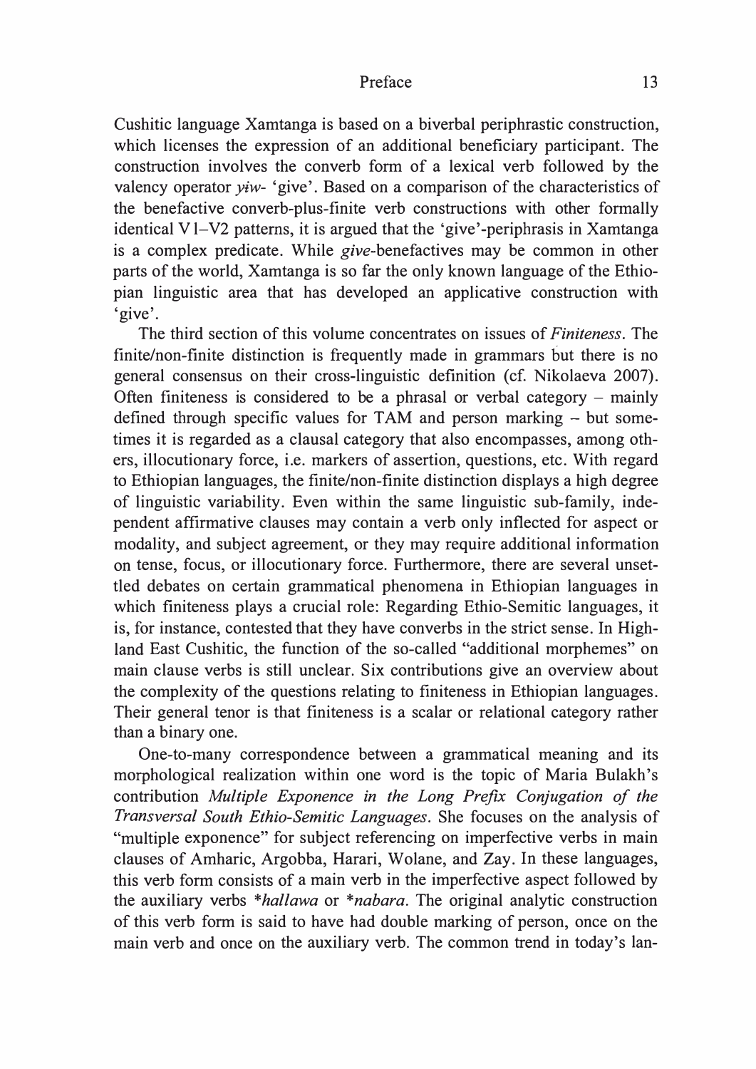Cushitic language Xamtanga is based on a biverbal periphrastic construction, which licenses the expression of an additional beneficiary participant. The construction involves the converb form of a lexical verb followed by the valency operator *yɨw-* 'give'. Based on a comparison of the characteristics of the benefactive converb-plus-finite verb constructions with other formally identical V1–V2 patterns, it is argued that the 'give'-periphrasis in Xamtanga is a complex predicate. While *give*-benefactives may be common in other parts of the world, Xamtanga is so far the only known language of the Ethiopian linguistic area that has developed an applicative construction with 'give'.

The third section of this volume concentrates on issues of *Finiteness*. The finite/non-finite distinction is frequently made in grammars but there is no general consensus on their cross-linguistic definition (cf. Nikolaeva 2007). Often finiteness is considered to be a phrasal or verbal category – mainly defined through specific values for TAM and person marking – but sometimes it is regarded as a clausal category that also encompasses, among others, illocutionary force, i.e. markers of assertion, questions, etc. With regard to Ethiopian languages, the finite/non-finite distinction displays a high degree of linguistic variability. Even within the same linguistic sub-family, independent affirmative clauses may contain a verb only inflected for aspect or modality, and subject agreement, or they may require additional information on tense, focus, or illocutionary force. Furthermore, there are several unsettled debates on certain grammatical phenomena in Ethiopian languages in which finiteness plays a crucial role: Regarding Ethio-Semitic languages, it is, for instance, contested that they have converbs in the strict sense. In Highland East Cushitic, the function of the so-called "additional morphemes" on main clause verbs is still unclear. Six contributions give an overview about the complexity of the questions relating to finiteness in Ethiopian languages. Their general tenor is that finiteness is a scalar or relational category rather than a binary one.

One-to-many correspondence between a grammatical meaning and its morphological realization within one word is the topic of Maria Bulakh's contribution *Multiple Exponence in the Long Prefix Conjugation of the Transversal South Ethio-Semitic Languages*. She focuses on the analysis of "multiple exponence" for subject referencing on imperfective verbs in main clauses of Amharic, Argobba, Harari, Wolane, and Zay. In these languages, this verb form consists of a main verb in the imperfective aspect followed by the auxiliary verbs *\*hallawa* or *\*nabara*. The original analytic construction of this verb form is said to have had double marking of person, once on the main verb and once on the auxiliary verb. The common trend in today's lan-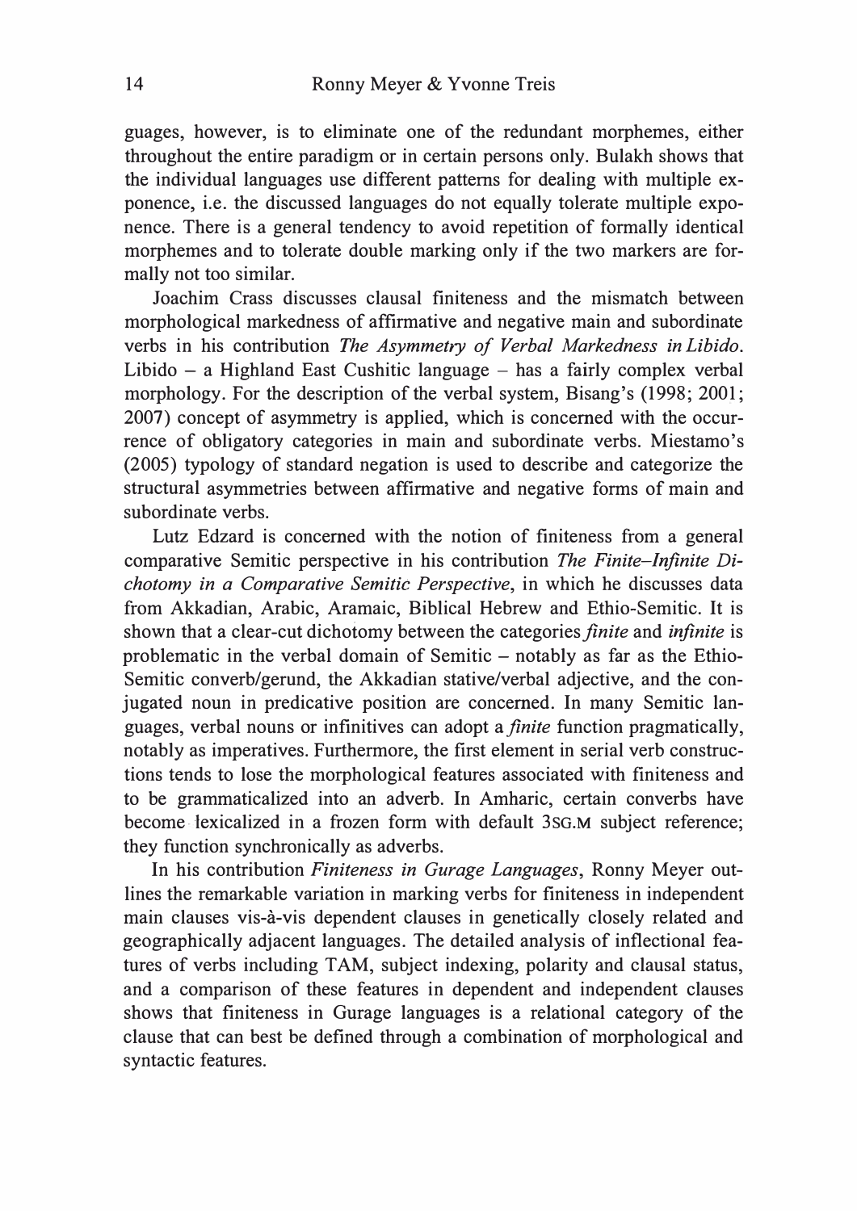guages, however, is to eliminate one of the redundant morphemes, either throughout the entire paradigm or in certain persons only. Bulakh shows that the individual languages use different patterns for dealing with multiple exponence, i.e. the discussed languages do not equally tolerate multiple exponence. There is a general tendency to avoid repetition of formally identical morphemes and to tolerate double marking only if the two markers are formally not too similar.

Joachim Crass discusses clausal finiteness and the mismatch between morphological markedness of affirmative and negative main and subordinate verbs in his contribution *The Asymmetry of Verbal Markedness in Libido*. Libido – a Highland East Cushitic language – has a fairly complex verbal morphology. For the description of the verbal system, Bisang's (1998; 2001; 2007) concept of asymmetry is applied, which is concerned with the occurrence of obligatory categories in main and subordinate verbs. Miestamo's (2005) typology of standard negation is used to describe and categorize the structural asymmetries between affirmative and negative forms of main and subordinate verbs.

Lutz Edzard is concerned with the notion of finiteness from a general comparative Semitic perspective in his contribution *The Finite–Infinite Dichotomy in a Comparative Semitic Perspective*, in which he discusses data from Akkadian, Arabic, Aramaic, Biblical Hebrew and Ethio-Semitic. It is shown that a clear-cut dichotomy between the categories *finite* and *infinite* is problematic in the verbal domain of Semitic – notably as far as the Ethio-Semitic converb/gerund, the Akkadian stative/verbal adjective, and the conjugated noun in predicative position are concerned. In many Semitic languages, verbal nouns or infinitives can adopt a *finite* function pragmatically, notably as imperatives. Furthermore, the first element in serial verb constructions tends to lose the morphological features associated with finiteness and to be grammaticalized into an adverb. In Amharic, certain converbs have become lexicalized in a frozen form with default 3SG.M subject reference; they function synchronically as adverbs.

In his contribution *Finiteness in Gurage Languages*, Ronny Meyer outlines the remarkable variation in marking verbs for finiteness in independent main clauses vis-à-vis dependent clauses in genetically closely related and geographically adjacent languages. The detailed analysis of inflectional features of verbs including TAM, subject indexing, polarity and clausal status, and a comparison of these features in dependent and independent clauses shows that finiteness in Gurage languages is a relational category of the clause that can best be defined through a combination of morphological and syntactic features.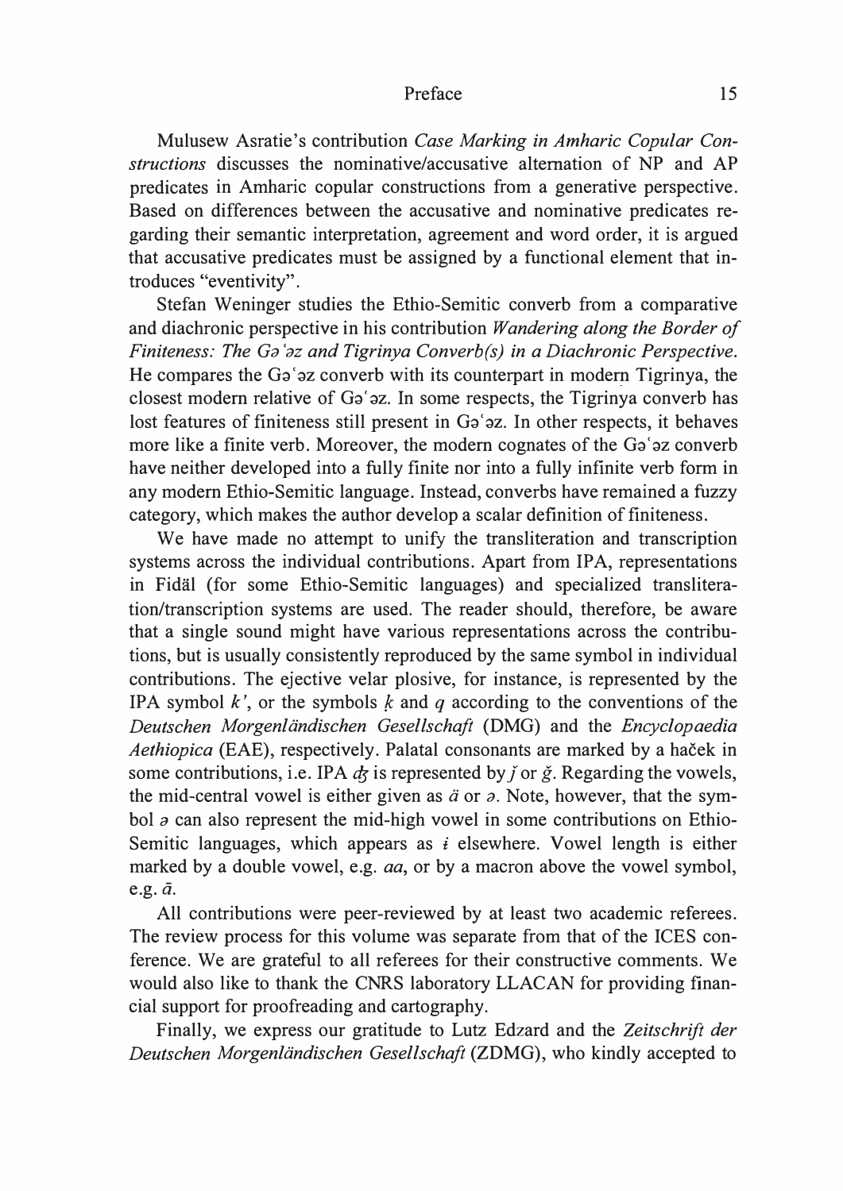Mulusew Asratie's contribution *Case Marking in Amharic Copular Constructions* discusses the nominative/accusative alternation of NP and AP predicates in Amharic copular constructions from a generative perspective. Based on differences between the accusative and nominative predicates regarding their semantic interpretation, agreement and word order, it is argued that accusative predicates must be assigned by a functional element that introduces "eventivity".

Stefan Weninger studies the Ethio-Semitic converb from a comparative and diachronic perspective in his contribution *Wandering along the Border of Finiteness: The Gəʿəz and Tigrinya Converb(s) in a Diachronic Perspective.* He compares the Gəʿəz converb with its counterpart in modern Tigrinya, the closest modern relative of Gəʿəz. In some respects, the Tigrinya converb has lost features of finiteness still present in Gəʿəz. In other respects, it behaves more like a finite verb. Moreover, the modern cognates of the Gəʿəz converb have neither developed into a fully finite nor into a fully infinite verb form in any modern Ethio-Semitic language. Instead, converbs have remained a fuzzy category, which makes the author develop a scalar definition of finiteness.

We have made no attempt to unify the transliteration and transcription systems across the individual contributions. Apart from IPA, representations in Fidäl (for some Ethio-Semitic languages) and specialized transliteration/transcription systems are used. The reader should, therefore, be aware that a single sound might have various representations across the contributions, but is usually consistently reproduced by the same symbol in individual contributions. The ejective velar plosive, for instance, is represented by the IPA symbol *k'*, or the symbols *ḳ* and *q* according to the conventions of the *Deutschen Morgenländischen Gesellschaft* (DMG) and the *Encyclopaedia Aethiopica* (EAE), respectively. Palatal consonants are marked by a haček in some contributions, i.e. IPA *ʤ* is represented by *ǰ* or *ǧ*. Regarding the vowels, the mid-central vowel is either given as *ä* or *ə*. Note, however, that the symbol *ə* can also represent the mid-high vowel in some contributions on Ethio-Semitic languages, which appears as *ɨ* elsewhere. Vowel length is either marked by a double vowel, e.g. *aa*, or by a macron above the vowel symbol, e.g. *ā*.

All contributions were peer-reviewed by at least two academic referees. The review process for this volume was separate from that of the ICES conference. We are grateful to all referees for their constructive comments. We would also like to thank the CNRS laboratory LLACAN for providing financial support for proofreading and cartography.

Finally, we express our gratitude to Lutz Edzard and the *Zeitschrift der Deutschen Morgenländischen Gesellschaft* (ZDMG), who kindly accepted to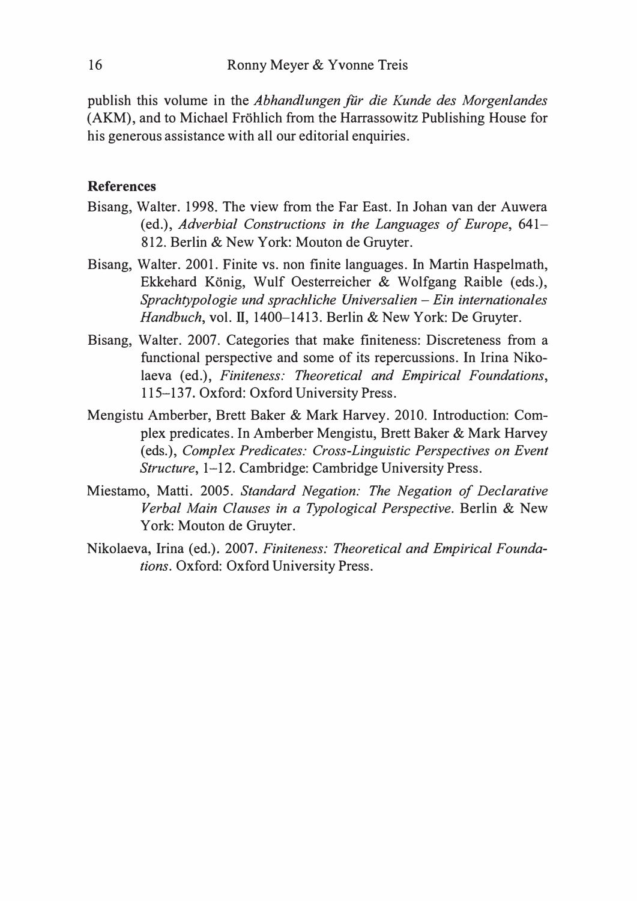publish this volume in the *Abhandlungen für die Kunde des Morgenlandes* (AKM), and to Michael Fröhlich from the Harrassowitz Publishing House for his generous assistance with all our editorial enquiries.

## References

Bisang, Walter. 1998. The view from the Far East. In Johan van der Auwera (ed.), *Adverbial Constructions in the Languages of Europe*, 641–812. Berlin & New York: Mouton de Gruyter.

Bisang, Walter. 2001. Finite vs. non finite languages. In Martin Haspelmath, Ekkehard König, Wulf Oesterreicher & Wolfgang Raible (eds.), *Sprachtypologie und sprachliche Universalien – Ein internationales Handbuch*, vol. II, 1400–1413. Berlin & New York: De Gruyter.

Bisang, Walter. 2007. Categories that make finiteness: Discreteness from a functional perspective and some of its repercussions. In Irina Nikolaeva (ed.), *Finiteness: Theoretical and Empirical Foundations*, 115–137. Oxford: Oxford University Press.

Mengistu Amberber, Brett Baker & Mark Harvey. 2010. Introduction: Complex predicates. In Amberber Mengistu, Brett Baker & Mark Harvey (eds.), *Complex Predicates: Cross-Linguistic Perspectives on Event Structure*, 1–12. Cambridge: Cambridge University Press.

Miestamo, Matti. 2005. *Standard Negation: The Negation of Declarative Verbal Main Clauses in a Typological Perspective*. Berlin & New York: Mouton de Gruyter.

Nikolaeva, Irina (ed.). 2007. *Finiteness: Theoretical and Empirical Foundations*. Oxford: Oxford University Press.